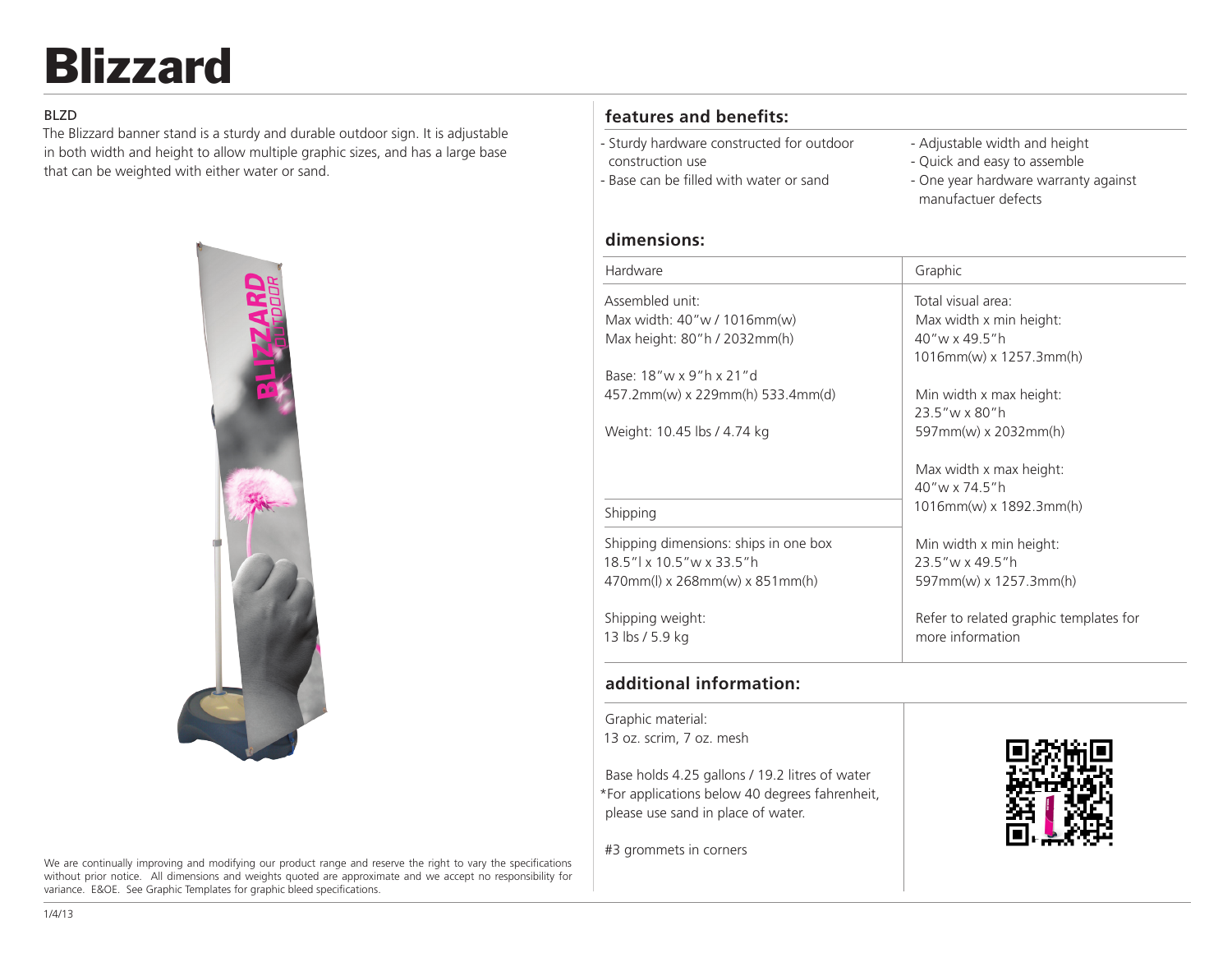# Blizzard

BLZD

The Blizzard banner stand is a sturdy and durable outdoor sign. It is adjustable in both width and height to allow multiple graphic sizes, and has a large base that can be weighted with either water or sand.

We are continually improving and modifying our product range and reserve the right to vary the specifications without prior notice. All dimensions and weights quoted are approximate and we accept no responsibility for variance. E&OE. See Graphic Templates for graphic bleed specifications.

## features and benefits:

- Sturdy hardware constructed for outdoor construction use
- Base can be filled with water or sand
- Adjustable width and height
- Quick and easy to assemble
- One year hardware warranty against manufactuer defects

## dimensions:

| Hardware | Graphic |
| --- | --- |
| Assembled unit:<br>Max width: 40"w / 1016mm(w)<br>Max height: 80"h / 2032mm(h)<br><br>Base: 18"w x 9"h x 21"d<br>457.2mm(w) x 229mm(h) 533.4mm(d)<br><br>Weight: 10.45 lbs / 4.74 kg | Total visual area:<br>Max width x min height:<br>40"w x 49.5"h<br>1016mm(w) x 1257.3mm(h)<br><br>Min width x max height:<br>23.5"w x 80"h<br>597mm(w) x 2032mm(h)<br><br>Max width x max height:<br>40"w x 74.5"h<br>1016mm(w) x 1892.3mm(h) |
| **Shipping** | |
| Shipping dimensions: ships in one box<br>18.5"l x 10.5"w x 33.5"h<br>470mm(l) x 268mm(w) x 851mm(h)<br><br>Shipping weight:<br>13 lbs / 5.9 kg | Min width x min height:<br>23.5"w x 49.5"h<br>597mm(w) x 1257.3mm(h)<br><br>Refer to related graphic templates for more information |

## additional information:

Graphic material:
13 oz. scrim, 7 oz. mesh

Base holds 4.25 gallons / 19.2 litres of water
*For applications below 40 degrees fahrenheit, please use sand in place of water.

#3 grommets in corners

1/4/13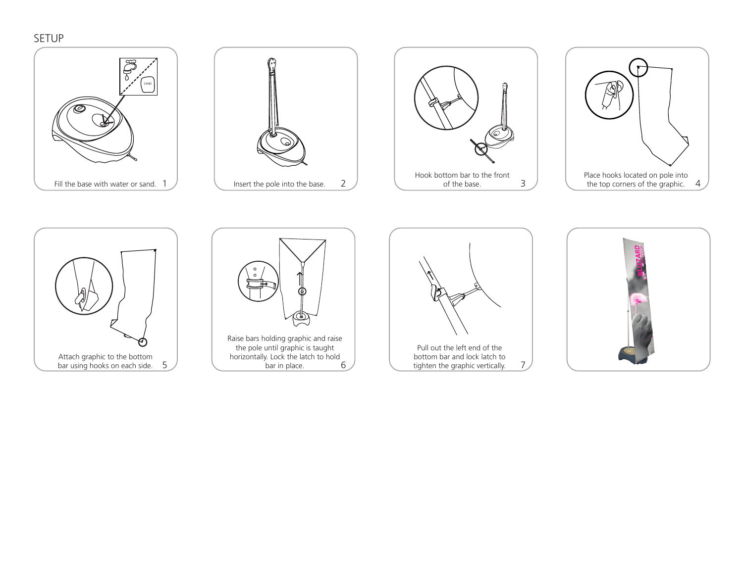# SETUP

Fill the base with water or sand. 1

Insert the pole into the base. 2

Hook bottom bar to the front of the base. 3

Place hooks located on pole into the top corners of the graphic. 4

Attach graphic to the bottom bar using hooks on each side. 5

Raise bars holding graphic and raise the pole until graphic is taught horizontally. Lock the latch to hold bar in place. 6

Pull out the left end of the bottom bar and lock latch to tighten the graphic vertically. 7